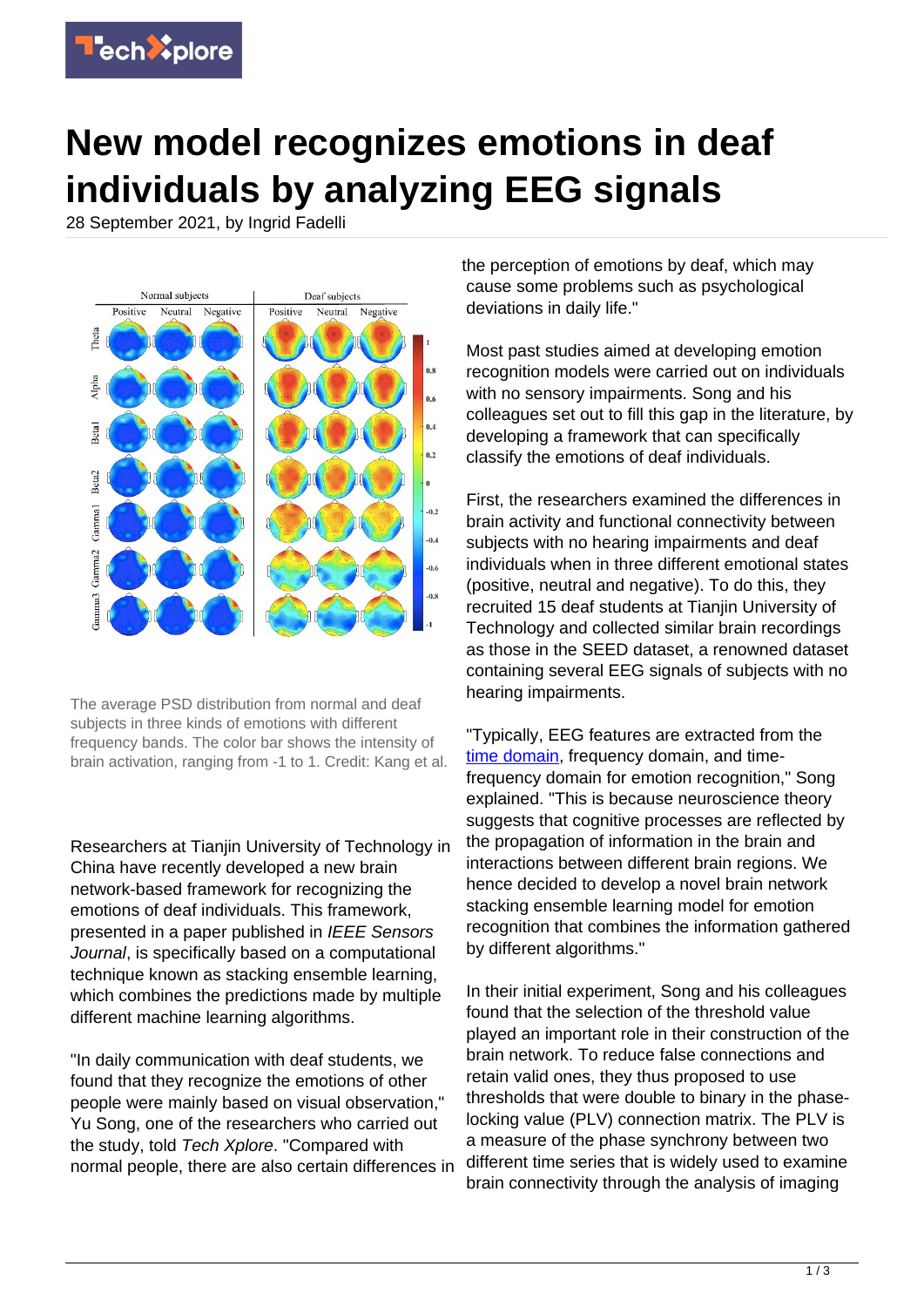# New model recognizes emotions in deaf individuals by analyzing EEG signals

28 September 2021, by Ingrid Fadelli

The average PSD distribution from normal and deaf subjects in three kinds of emotions with different frequency bands. The color bar shows the intensity of brain activation, ranging from -1 to 1. Credit: Kang et al.

Researchers at Tianjin University of Technology in China have recently developed a new brain network-based framework for recognizing the emotions of deaf individuals. This framework, presented in a paper published in *IEEE Sensors Journal*, is specifically based on a computational technique known as stacking ensemble learning, which combines the predictions made by multiple different machine learning algorithms.

"In daily communication with deaf students, we found that they recognize the emotions of other people were mainly based on visual observation," Yu Song, one of the researchers who carried out the study, told *Tech Xplore*. "Compared with normal people, there are also certain differences in the perception of emotions by deaf, which may cause some problems such as psychological deviations in daily life."

Most past studies aimed at developing emotion recognition models were carried out on individuals with no sensory impairments. Song and his colleagues set out to fill this gap in the literature, by developing a framework that can specifically classify the emotions of deaf individuals.

First, the researchers examined the differences in brain activity and functional connectivity between subjects with no hearing impairments and deaf individuals when in three different emotional states (positive, neutral and negative). To do this, they recruited 15 deaf students at Tianjin University of Technology and collected similar brain recordings as those in the SEED dataset, a renowned dataset containing several EEG signals of subjects with no hearing impairments.

"Typically, EEG features are extracted from the time domain, frequency domain, and time-frequency domain for emotion recognition," Song explained. "This is because neuroscience theory suggests that cognitive processes are reflected by the propagation of information in the brain and interactions between different brain regions. We hence decided to develop a novel brain network stacking ensemble learning model for emotion recognition that combines the information gathered by different algorithms."

In their initial experiment, Song and his colleagues found that the selection of the threshold value played an important role in their construction of the brain network. To reduce false connections and retain valid ones, they thus proposed to use thresholds that were double to binary in the phase-locking value (PLV) connection matrix. The PLV is a measure of the phase synchrony between two different time series that is widely used to examine brain connectivity through the analysis of imaging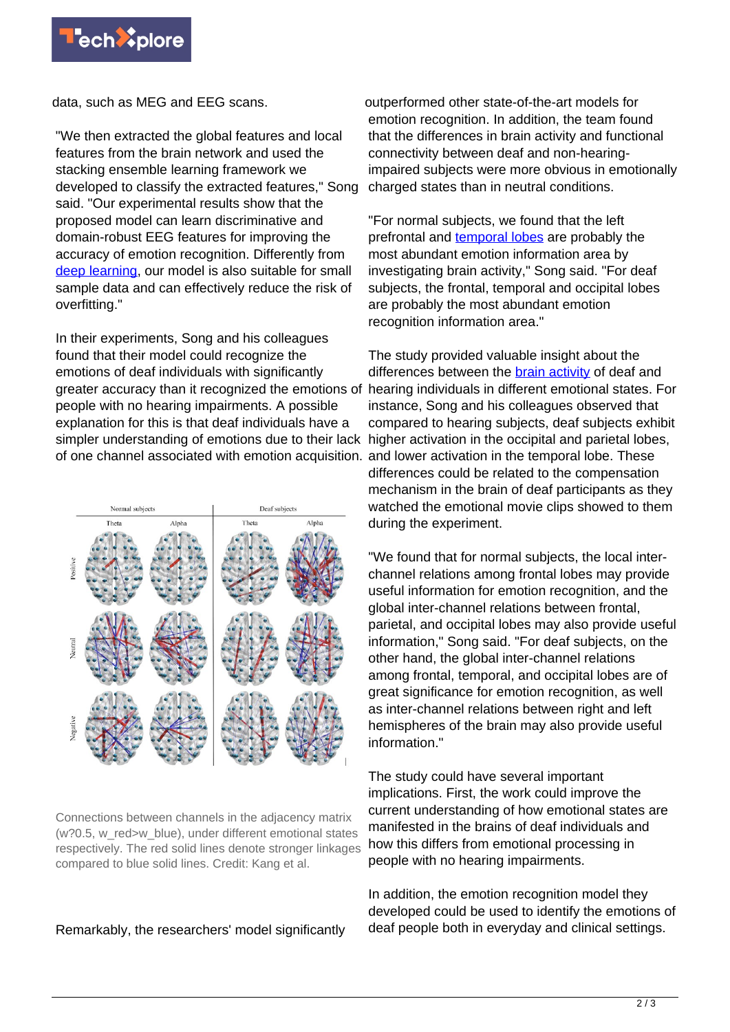data, such as MEG and EEG scans.

"We then extracted the global features and local features from the brain network and used the stacking ensemble learning framework we developed to classify the extracted features," Song said. "Our experimental results show that the proposed model can learn discriminative and domain-robust EEG features for improving the accuracy of emotion recognition. Differently from deep learning, our model is also suitable for small sample data and can effectively reduce the risk of overfitting."

In their experiments, Song and his colleagues found that their model could recognize the emotions of deaf individuals with significantly greater accuracy than it recognized the emotions of people with no hearing impairments. A possible explanation for this is that deaf individuals have a simpler understanding of emotions due to their lack of one channel associated with emotion acquisition.

Connections between channels in the adjacency matrix (w?0.5, w_red>w_blue), under different emotional states respectively. The red solid lines denote stronger linkages compared to blue solid lines. Credit: Kang et al.

Remarkably, the researchers' model significantly outperformed other state-of-the-art models for emotion recognition. In addition, the team found that the differences in brain activity and functional connectivity between deaf and non-hearing-impaired subjects were more obvious in emotionally charged states than in neutral conditions.

"For normal subjects, we found that the left prefrontal and temporal lobes are probably the most abundant emotion information area by investigating brain activity," Song said. "For deaf subjects, the frontal, temporal and occipital lobes are probably the most abundant emotion recognition information area."

The study provided valuable insight about the differences between the brain activity of deaf and hearing individuals in different emotional states. For instance, Song and his colleagues observed that compared to hearing subjects, deaf subjects exhibit higher activation in the occipital and parietal lobes, and lower activation in the temporal lobe. These differences could be related to the compensation mechanism in the brain of deaf participants as they watched the emotional movie clips showed to them during the experiment.

"We found that for normal subjects, the local inter-channel relations among frontal lobes may provide useful information for emotion recognition, and the global inter-channel relations between frontal, parietal, and occipital lobes may also provide useful information," Song said. "For deaf subjects, on the other hand, the global inter-channel relations among frontal, temporal, and occipital lobes are of great significance for emotion recognition, as well as inter-channel relations between right and left hemispheres of the brain may also provide useful information."

The study could have several important implications. First, the work could improve the current understanding of how emotional states are manifested in the brains of deaf individuals and how this differs from emotional processing in people with no hearing impairments.

In addition, the emotion recognition model they developed could be used to identify the emotions of deaf people both in everyday and clinical settings.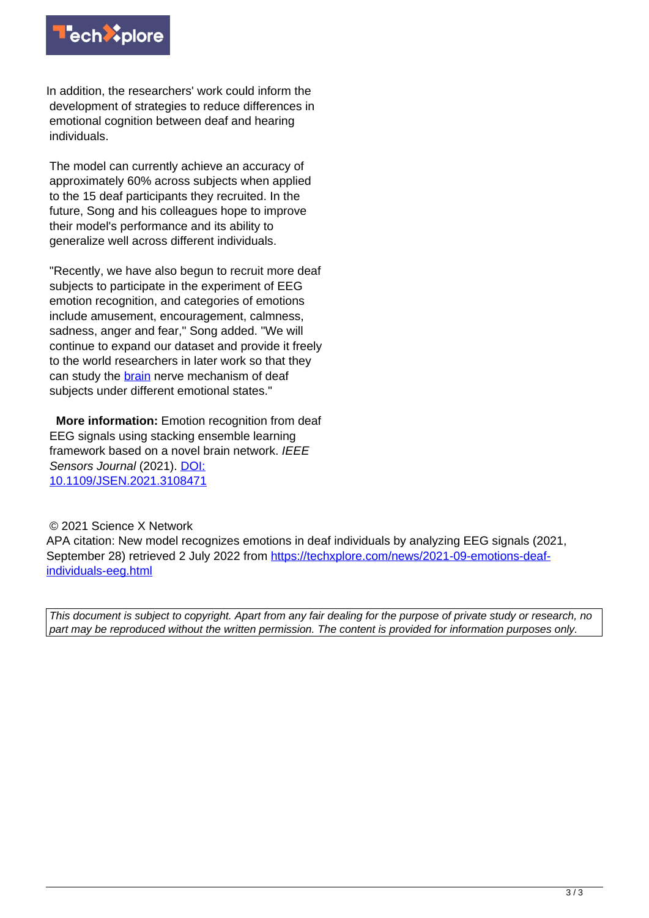In addition, the researchers' work could inform the development of strategies to reduce differences in emotional cognition between deaf and hearing individuals.

The model can currently achieve an accuracy of approximately 60% across subjects when applied to the 15 deaf participants they recruited. In the future, Song and his colleagues hope to improve their model's performance and its ability to generalize well across different individuals.

"Recently, we have also begun to recruit more deaf subjects to participate in the experiment of EEG emotion recognition, and categories of emotions include amusement, encouragement, calmness, sadness, anger and fear," Song added. "We will continue to expand our dataset and provide it freely to the world researchers in later work so that they can study the brain nerve mechanism of deaf subjects under different emotional states."

**More information:** Emotion recognition from deaf EEG signals using stacking ensemble learning framework based on a novel brain network. *IEEE Sensors Journal* (2021). DOI: 10.1109/JSEN.2021.3108471

© 2021 Science X Network

APA citation: New model recognizes emotions in deaf individuals by analyzing EEG signals (2021, September 28) retrieved 2 July 2022 from https://techxplore.com/news/2021-09-emotions-deaf-individuals-eeg.html

*This document is subject to copyright. Apart from any fair dealing for the purpose of private study or research, no part may be reproduced without the written permission. The content is provided for information purposes only.*